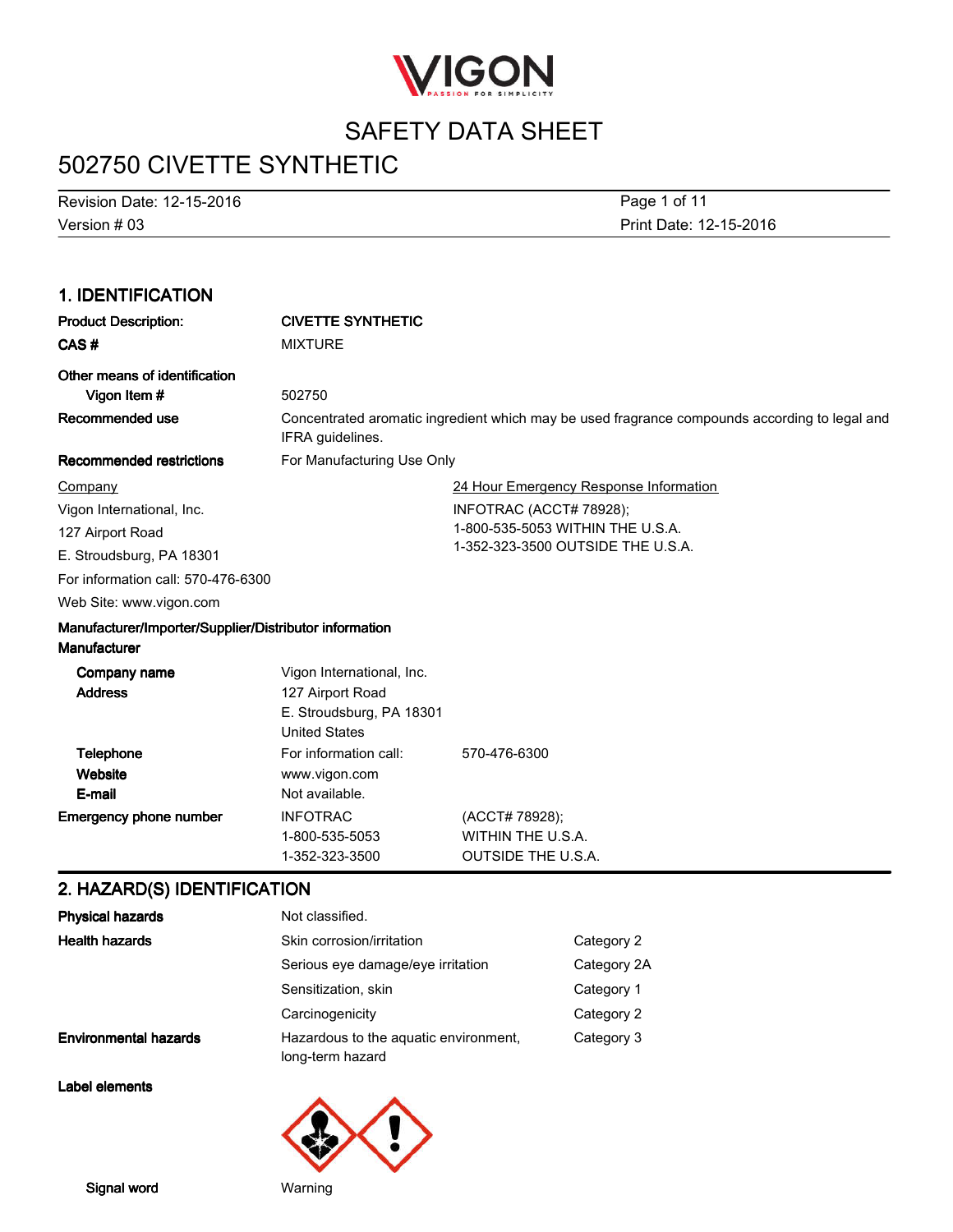# SAFETY DATA SHEET

# 502750 CIVETTE SYNTHETIC

Revision Date: 12-15-2016
Version # 03

Print Date: 12-15-2016

## 1. IDENTIFICATION

**Product Description:** CIVETTE SYNTHETIC

**CAS #** MIXTURE

**Other means of identification**

**Vigon Item #** 502750

**Recommended use** Concentrated aromatic ingredient which may be used fragrance compounds according to legal and IFRA guidelines.

**Recommended restrictions** For Manufacturing Use Only

Company
Vigon International, Inc.
127 Airport Road
E. Stroudsburg, PA 18301
For information call: 570-476-6300
Web Site: www.vigon.com

24 Hour Emergency Response Information
INFOTRAC (ACCT# 78928);
1-800-535-5053 WITHIN THE U.S.A.
1-352-323-3500 OUTSIDE THE U.S.A.

**Manufacturer/Importer/Supplier/Distributor information**

**Manufacturer**

**Company name** Vigon International, Inc.

**Address** 127 Airport Road
E. Stroudsburg, PA 18301
United States

**Telephone** For information call: 570-476-6300

**Website** www.vigon.com

**E-mail** Not available.

**Emergency phone number** INFOTRAC (ACCT# 78928);
1-800-535-5053 WITHIN THE U.S.A.
1-352-323-3500 OUTSIDE THE U.S.A.

## 2. HAZARD(S) IDENTIFICATION

| | | |
|---|---|---|
| **Physical hazards** | Not classified. | |
| **Health hazards** | Skin corrosion/irritation | Category 2 |
| | Serious eye damage/eye irritation | Category 2A |
| | Sensitization, skin | Category 1 |
| | Carcinogenicity | Category 2 |
| **Environmental hazards** | Hazardous to the aquatic environment, long-term hazard | Category 3 |

**Label elements**

**Signal word** Warning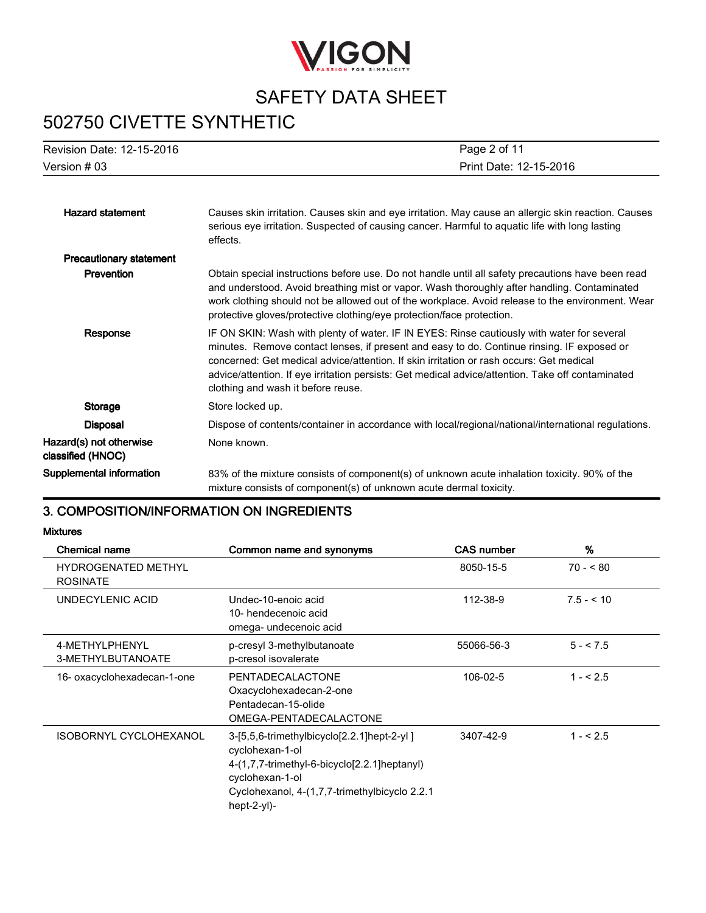**Hazard statement** Causes skin irritation. Causes skin and eye irritation. May cause an allergic skin reaction. Causes serious eye irritation. Suspected of causing cancer. Harmful to aquatic life with long lasting effects.

**Precautionary statement**

**Prevention** Obtain special instructions before use. Do not handle until all safety precautions have been read and understood. Avoid breathing mist or vapor. Wash thoroughly after handling. Contaminated work clothing should not be allowed out of the workplace. Avoid release to the environment. Wear protective gloves/protective clothing/eye protection/face protection.

**Response** IF ON SKIN: Wash with plenty of water. IF IN EYES: Rinse cautiously with water for several minutes. Remove contact lenses, if present and easy to do. Continue rinsing. IF exposed or concerned: Get medical advice/attention. If skin irritation or rash occurs: Get medical advice/attention. If eye irritation persists: Get medical advice/attention. Take off contaminated clothing and wash it before reuse.

**Storage** Store locked up.

**Disposal** Dispose of contents/container in accordance with local/regional/national/international regulations.

**Hazard(s) not otherwise classified (HNOC)** None known.

**Supplemental information** 83% of the mixture consists of component(s) of unknown acute inhalation toxicity. 90% of the mixture consists of component(s) of unknown acute dermal toxicity.

## 3. COMPOSITION/INFORMATION ON INGREDIENTS

**Mixtures**

| Chemical name | Common name and synonyms | CAS number | % |
|---|---|---|---|
| HYDROGENATED METHYL ROSINATE | | 8050-15-5 | 70 - < 80 |
| UNDECYLENIC ACID | Undec-10-enoic acid<br>10- hendecenoic acid<br>omega- undecenoic acid | 112-38-9 | 7.5 - < 10 |
| 4-METHYLPHENYL 3-METHYLBUTANOATE | p-cresyl 3-methylbutanoate<br>p-cresol isovalerate | 55066-56-3 | 5 - < 7.5 |
| 16- oxacyclohexadecan-1-one | PENTADECALACTONE<br>Oxacyclohexadecan-2-one<br>Pentadecan-15-olide<br>OMEGA-PENTADECALACTONE | 106-02-5 | 1 - < 2.5 |
| ISOBORNYL CYCLOHEXANOL | 3-[5,5,6-trimethylbicyclo[2.2.1]hept-2-yl ] cyclohexan-1-ol<br>4-(1,7,7-trimethyl-6-bicyclo[2.2.1]heptanyl) cyclohexan-1-ol<br>Cyclohexanol, 4-(1,7,7-trimethylbicyclo 2.2.1 hept-2-yl)- | 3407-42-9 | 1 - < 2.5 |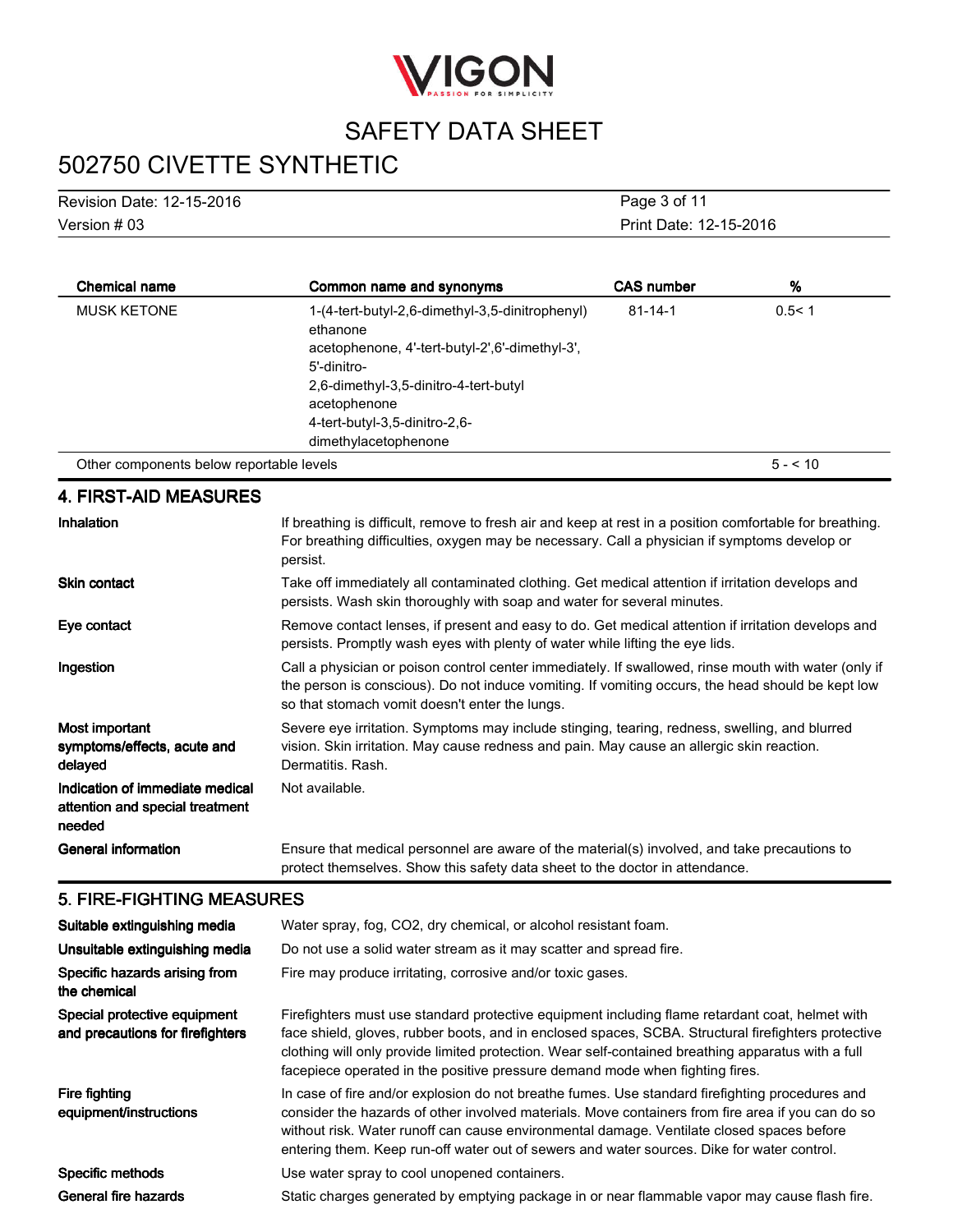| Chemical name | Common name and synonyms | CAS number | % |
| --- | --- | --- | --- |
| MUSK KETONE | 1-(4-tert-butyl-2,6-dimethyl-3,5-dinitrophenyl) ethanone<br>acetophenone, 4'-tert-butyl-2',6'-dimethyl-3', 5'-dinitro-<br>2,6-dimethyl-3,5-dinitro-4-tert-butyl acetophenone<br>4-tert-butyl-3,5-dinitro-2,6-dimethylacetophenone | 81-14-1 | 0.5< 1 |
| Other components below reportable levels | | | 5 - < 10 |

## 4. FIRST-AID MEASURES

**Inhalation**
If breathing is difficult, remove to fresh air and keep at rest in a position comfortable for breathing. For breathing difficulties, oxygen may be necessary. Call a physician if symptoms develop or persist.

**Skin contact**
Take off immediately all contaminated clothing. Get medical attention if irritation develops and persists. Wash skin thoroughly with soap and water for several minutes.

**Eye contact**
Remove contact lenses, if present and easy to do. Get medical attention if irritation develops and persists. Promptly wash eyes with plenty of water while lifting the eye lids.

**Ingestion**
Call a physician or poison control center immediately. If swallowed, rinse mouth with water (only if the person is conscious). Do not induce vomiting. If vomiting occurs, the head should be kept low so that stomach vomit doesn't enter the lungs.

**Most important symptoms/effects, acute and delayed**
Severe eye irritation. Symptoms may include stinging, tearing, redness, swelling, and blurred vision. Skin irritation. May cause redness and pain. May cause an allergic skin reaction. Dermatitis. Rash.

**Indication of immediate medical attention and special treatment needed**
Not available.

**General information**
Ensure that medical personnel are aware of the material(s) involved, and take precautions to protect themselves. Show this safety data sheet to the doctor in attendance.

## 5. FIRE-FIGHTING MEASURES

**Suitable extinguishing media**
Water spray, fog, CO2, dry chemical, or alcohol resistant foam.

**Unsuitable extinguishing media**
Do not use a solid water stream as it may scatter and spread fire.

**Specific hazards arising from the chemical**
Fire may produce irritating, corrosive and/or toxic gases.

**Special protective equipment and precautions for firefighters**
Firefighters must use standard protective equipment including flame retardant coat, helmet with face shield, gloves, rubber boots, and in enclosed spaces, SCBA. Structural firefighters protective clothing will only provide limited protection. Wear self-contained breathing apparatus with a full facepiece operated in the positive pressure demand mode when fighting fires.

**Fire fighting equipment/instructions**
In case of fire and/or explosion do not breathe fumes. Use standard firefighting procedures and consider the hazards of other involved materials. Move containers from fire area if you can do so without risk. Water runoff can cause environmental damage. Ventilate closed spaces before entering them. Keep run-off water out of sewers and water sources. Dike for water control.

**Specific methods**
Use water spray to cool unopened containers.

**General fire hazards**
Static charges generated by emptying package in or near flammable vapor may cause flash fire.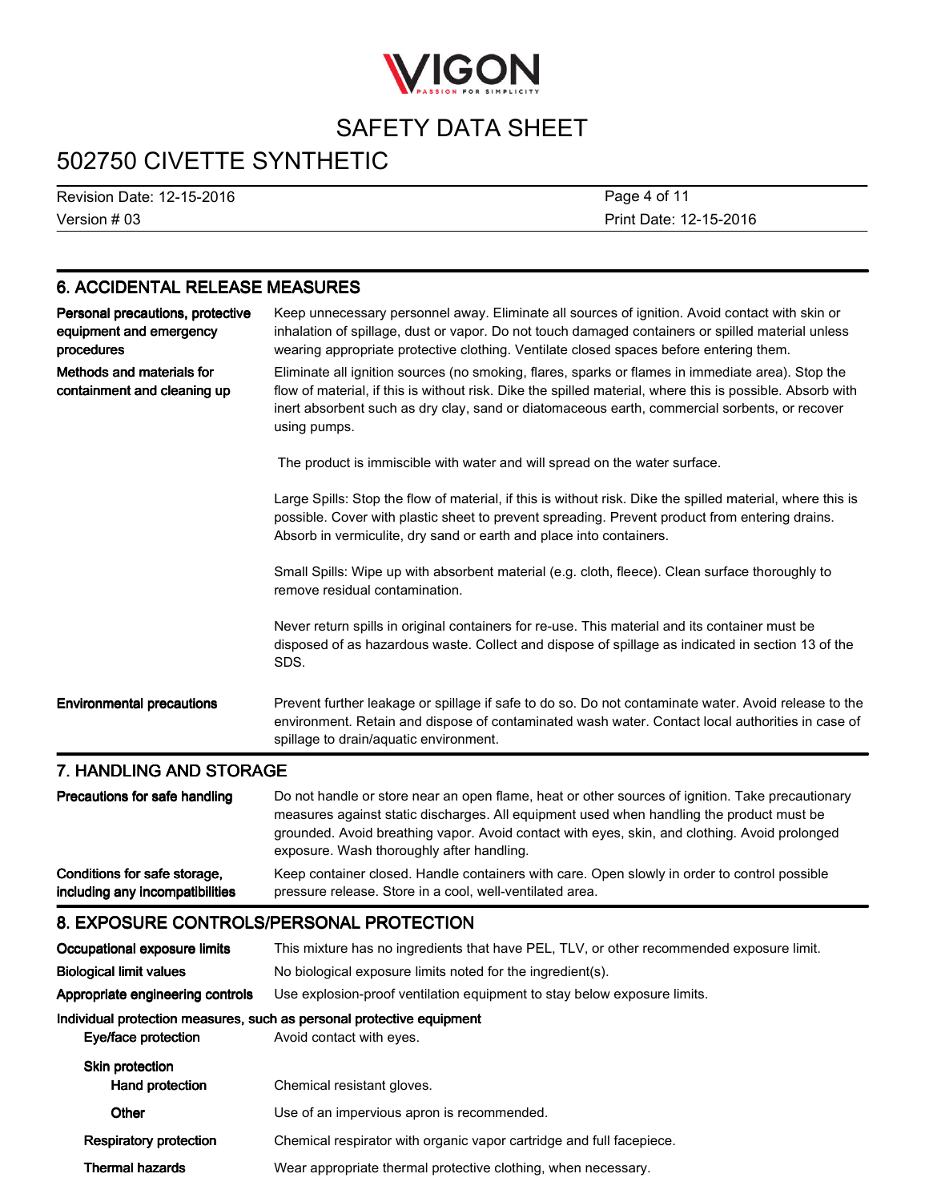## 6. ACCIDENTAL RELEASE MEASURES

**Personal precautions, protective equipment and emergency procedures**

Keep unnecessary personnel away. Eliminate all sources of ignition. Avoid contact with skin or inhalation of spillage, dust or vapor. Do not touch damaged containers or spilled material unless wearing appropriate protective clothing. Ventilate closed spaces before entering them.

**Methods and materials for containment and cleaning up**

Eliminate all ignition sources (no smoking, flares, sparks or flames in immediate area). Stop the flow of material, if this is without risk. Dike the spilled material, where this is possible. Absorb with inert absorbent such as dry clay, sand or diatomaceous earth, commercial sorbents, or recover using pumps.

The product is immiscible with water and will spread on the water surface.

Large Spills: Stop the flow of material, if this is without risk. Dike the spilled material, where this is possible. Cover with plastic sheet to prevent spreading. Prevent product from entering drains. Absorb in vermiculite, dry sand or earth and place into containers.

Small Spills: Wipe up with absorbent material (e.g. cloth, fleece). Clean surface thoroughly to remove residual contamination.

Never return spills in original containers for re-use. This material and its container must be disposed of as hazardous waste. Collect and dispose of spillage as indicated in section 13 of the SDS.

**Environmental precautions**

Prevent further leakage or spillage if safe to do so. Do not contaminate water. Avoid release to the environment. Retain and dispose of contaminated wash water. Contact local authorities in case of spillage to drain/aquatic environment.

## 7. HANDLING AND STORAGE

**Precautions for safe handling**

Do not handle or store near an open flame, heat or other sources of ignition. Take precautionary measures against static discharges. All equipment used when handling the product must be grounded. Avoid breathing vapor. Avoid contact with eyes, skin, and clothing. Avoid prolonged exposure. Wash thoroughly after handling.

**Conditions for safe storage, including any incompatibilities**

Keep container closed. Handle containers with care. Open slowly in order to control possible pressure release. Store in a cool, well-ventilated area.

## 8. EXPOSURE CONTROLS/PERSONAL PROTECTION

**Occupational exposure limits**

This mixture has no ingredients that have PEL, TLV, or other recommended exposure limit.

**Biological limit values**

No biological exposure limits noted for the ingredient(s).

**Appropriate engineering controls**

Use explosion-proof ventilation equipment to stay below exposure limits.

**Individual protection measures, such as personal equipment**

**Eye/face protection**

Avoid contact with eyes.

**Skin protection**

**Hand protection**

Chemical resistant gloves.

**Other**

Use of an impervious apron is recommended.

**Respiratory protection**

Chemical respirator with organic vapor cartridge and full facepiece.

**Thermal hazards**

Wear appropriate thermal protective clothing, when necessary.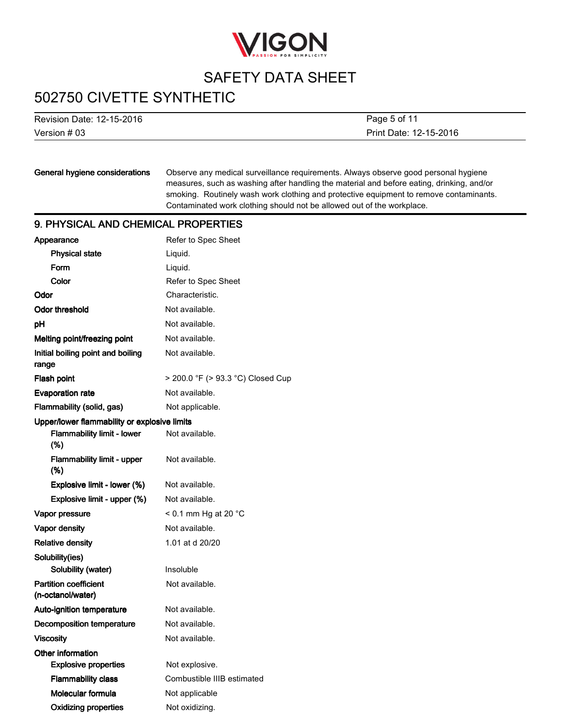| | |
|---|---|
| **General hygiene considerations** | Observe any medical surveillance requirements. Always observe good personal hygiene measures, such as washing after handling the material and before eating, drinking, and/or smoking. Routinely wash work clothing and protective equipment to remove contaminants. Contaminated work clothing should not be allowed out of the workplace. |

## 9. PHYSICAL AND CHEMICAL PROPERTIES

| Property | Value |
|---|---|
| **Appearance** | Refer to Spec Sheet |
| **Physical state** | Liquid. |
| **Form** | Liquid. |
| **Color** | Refer to Spec Sheet |
| **Odor** | Characteristic. |
| **Odor threshold** | Not available. |
| **pH** | Not available. |
| **Melting point/freezing point** | Not available. |
| **Initial boiling point and boiling range** | Not available. |
| **Flash point** | > 200.0 °F (> 93.3 °C) Closed Cup |
| **Evaporation rate** | Not available. |
| **Flammability (solid, gas)** | Not applicable. |
| **Upper/lower flammability or explosive limits** | |
| **Flammability limit - lower (%)** | Not available. |
| **Flammability limit - upper (%)** | Not available. |
| **Explosive limit - lower (%)** | Not available. |
| **Explosive limit - upper (%)** | Not available. |
| **Vapor pressure** | < 0.1 mm Hg at 20 °C |
| **Vapor density** | Not available. |
| **Relative density** | 1.01 at d 20/20 |
| **Solubility(ies)** | |
| **Solubility (water)** | Insoluble |
| **Partition coefficient (n-octanol/water)** | Not available. |
| **Auto-ignition temperature** | Not available. |
| **Decomposition temperature** | Not available. |
| **Viscosity** | Not available. |
| **Other information** | |
| **Explosive properties** | Not explosive. |
| **Flammability class** | Combustible IIIB estimated |
| **Molecular formula** | Not applicable |
| **Oxidizing properties** | Not oxidizing. |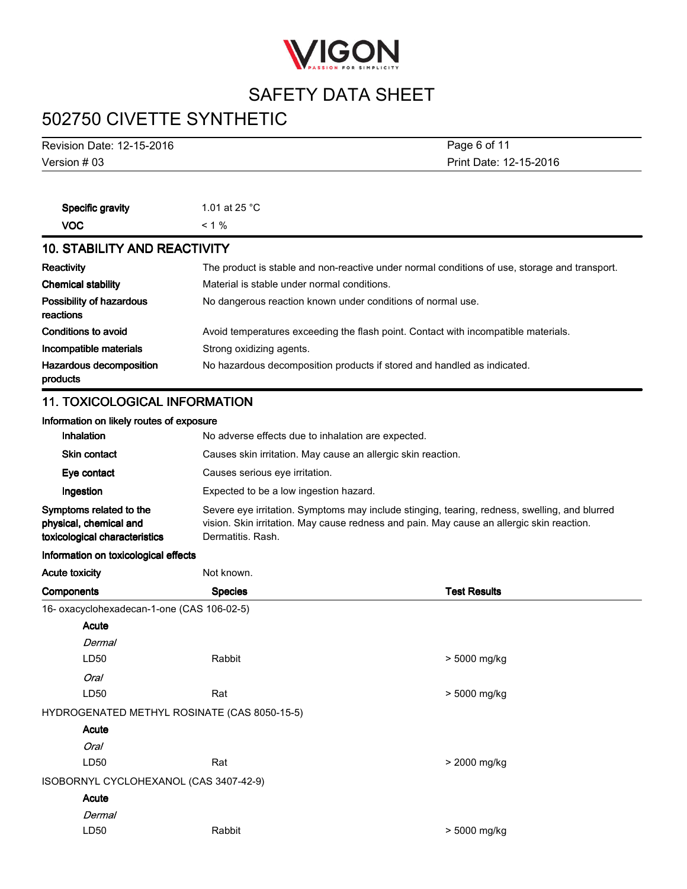| | |
|---|---|
| **Specific gravity** | 1.01 at 25 °C |
| **VOC** | < 1 % |

## 10. STABILITY AND REACTIVITY

| | |
|---|---|
| **Reactivity** | The product is stable and non-reactive under normal conditions of use, storage and transport. |
| **Chemical stability** | Material is stable under normal conditions. |
| **Possibility of hazardous reactions** | No dangerous reaction known under conditions of normal use. |
| **Conditions to avoid** | Avoid temperatures exceeding the flash point. Contact with incompatible materials. |
| **Incompatible materials** | Strong oxidizing agents. |
| **Hazardous decomposition products** | No hazardous decomposition products if stored and handled as indicated. |

## 11. TOXICOLOGICAL INFORMATION

**Information on likely routes of exposure**

| | |
|---|---|
| **Inhalation** | No adverse effects due to inhalation are expected. |
| **Skin contact** | Causes skin irritation. May cause an allergic skin reaction. |
| **Eye contact** | Causes serious eye irritation. |
| **Ingestion** | Expected to be a low ingestion hazard. |
| **Symptoms related to the physical, chemical and toxicological characteristics** | Severe eye irritation. Symptoms may include stinging, tearing, redness, swelling, and blurred vision. Skin irritation. May cause redness and pain. May cause an allergic skin reaction. Dermatitis. Rash. |

**Information on toxicological effects**

**Acute toxicity** Not known.

| Components | Species | Test Results |
|---|---|---|
| 16- oxacyclohexadecan-1-one (CAS 106-02-5) | | |
| **Acute** | | |
| *Dermal* | | |
| LD50 | Rabbit | > 5000 mg/kg |
| *Oral* | | |
| LD50 | Rat | > 5000 mg/kg |
| HYDROGENATED METHYL ROSINATE (CAS 8050-15-5) | | |
| **Acute** | | |
| *Oral* | | |
| LD50 | Rat | > 2000 mg/kg |
| ISOBORNYL CYCLOHEXANOL (CAS 3407-42-9) | | |
| **Acute** | | |
| *Dermal* | | |
| LD50 | Rabbit | > 5000 mg/kg |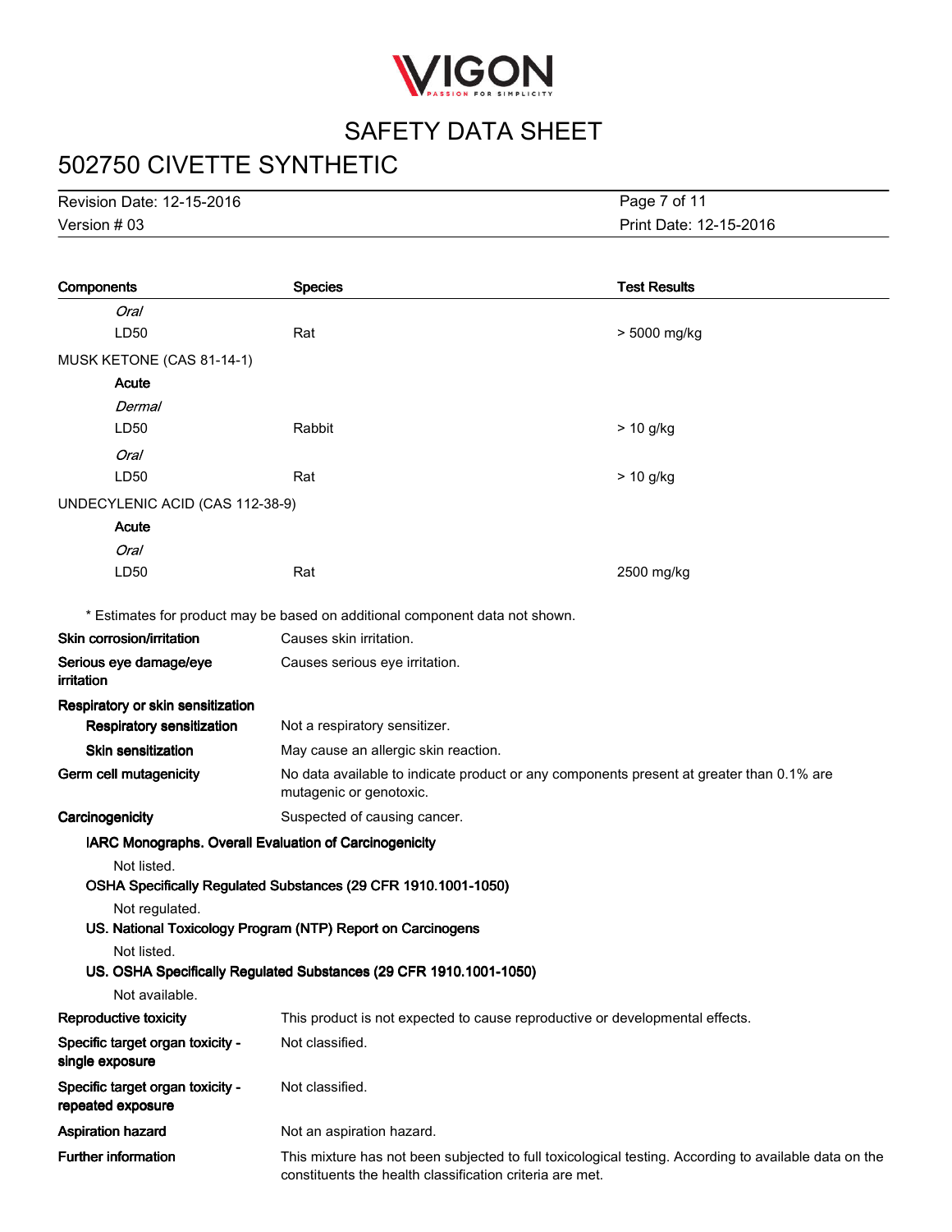| Components | Species | Test Results |
|---|---|---|
| *Oral* | | |
| LD50 | Rat | > 5000 mg/kg |
| MUSK KETONE (CAS 81-14-1) | | |
| **Acute** | | |
| *Dermal* | | |
| LD50 | Rabbit | > 10 g/kg |
| *Oral* | | |
| LD50 | Rat | > 10 g/kg |
| UNDECYLENIC ACID (CAS 112-38-9) | | |
| **Acute** | | |
| *Oral* | | |
| LD50 | Rat | 2500 mg/kg |

\* Estimates for product may be based on additional component data not shown.

**Skin corrosion/irritation** Causes skin irritation.

**Serious eye damage/eye irritation** Causes serious eye irritation.

**Respiratory or skin sensitization**

**Respiratory sensitization** Not a respiratory sensitizer.

**Skin sensitization** May cause an allergic skin reaction.

**Germ cell mutagenicity** No data available to indicate product or any components present at greater than 0.1% are mutagenic or genotoxic.

**Carcinogenicity** Suspected of causing cancer.

**IARC Monographs. Overall Evaluation of Carcinogenicity**

Not listed.

**OSHA Specifically Regulated Substances (29 CFR 1910.1001-1050)**

Not regulated.

**US. National Toxicology Program (NTP) Report on Carcinogens**

Not listed.

**US. OSHA Specifically Regulated Substances (29 CFR 1910.1001-1050)**

Not available.

**Reproductive toxicity** This product is not expected to cause reproductive or developmental effects.

**Specific target organ toxicity - single exposure** Not classified.

**Specific target organ toxicity - repeated exposure** Not classified.

**Aspiration hazard** Not an aspiration hazard.

**Further information** This mixture has not been subjected to full toxicological testing. According to available data on the constituents the health classification criteria are met.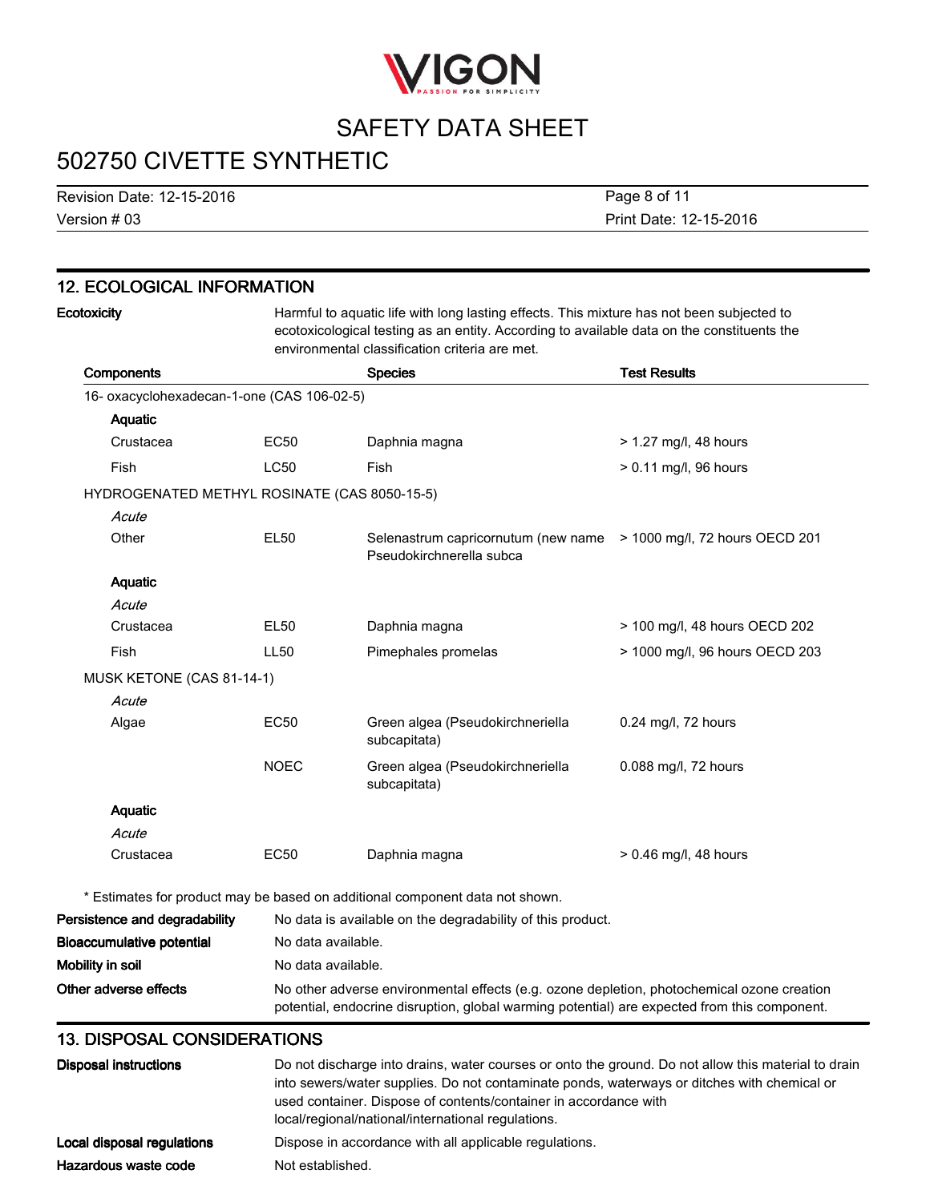## 12. ECOLOGICAL INFORMATION

**Ecotoxicity** Harmful to aquatic life with long lasting effects. This mixture has not been subjected to ecotoxicological testing as an entity. According to available data on the constituents the environmental classification criteria are met.

| Components | | Species | Test Results |
|---|---|---|---|
| 16- oxacyclohexadecan-1-one (CAS 106-02-5) | | | |
| **Aquatic** | | | |
| Crustacea | EC50 | Daphnia magna | > 1.27 mg/l, 48 hours |
| Fish | LC50 | Fish | > 0.11 mg/l, 96 hours |
| HYDROGENATED METHYL ROSINATE (CAS 8050-15-5) | | | |
| *Acute* | | | |
| Other | EL50 | Selenastrum capricornutum (new name Pseudokirchnerella subca | > 1000 mg/l, 72 hours OECD 201 |
| **Aquatic** | | | |
| *Acute* | | | |
| Crustacea | EL50 | Daphnia magna | > 100 mg/l, 48 hours OECD 202 |
| Fish | LL50 | Pimephales promelas | > 1000 mg/l, 96 hours OECD 203 |
| MUSK KETONE (CAS 81-14-1) | | | |
| *Acute* | | | |
| Algae | EC50 | Green algea (Pseudokirchneriella subcapitata) | 0.24 mg/l, 72 hours |
| | NOEC | Green algea (Pseudokirchneriella subcapitata) | 0.088 mg/l, 72 hours |
| **Aquatic** | | | |
| *Acute* | | | |
| Crustacea | EC50 | Daphnia magna | > 0.46 mg/l, 48 hours |

\* Estimates for product may be based on additional component data not shown.

**Persistence and degradability** No data is available on the degradability of this product.

**Bioaccumulative potential** No data available.

**Mobility in soil** No data available.

**Other adverse effects** No other adverse environmental effects (e.g. ozone depletion, photochemical ozone creation potential, endocrine disruption, global warming potential) are expected from this component.

## 13. DISPOSAL CONSIDERATIONS

**Disposal instructions** Do not discharge into drains, water courses or onto the ground. Do not allow this material to drain into sewers/water supplies. Do not contaminate ponds, waterways or ditches with chemical or used container. Dispose of contents/container in accordance with local/regional/national/international regulations.

**Local disposal regulations** Dispose in accordance with all applicable regulations.

**Hazardous waste code** Not established.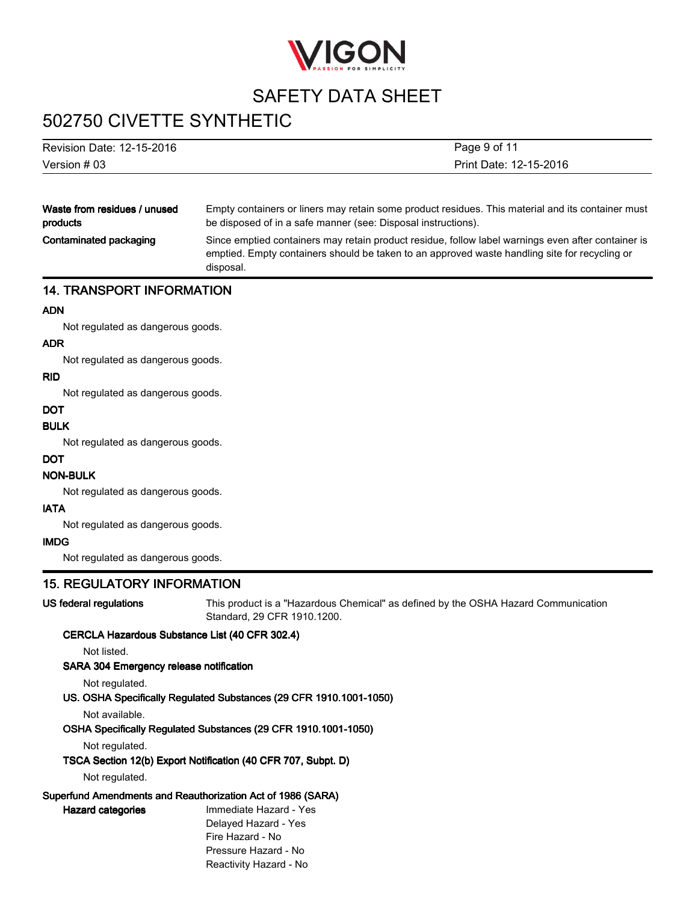| | |
|---|---|
| **Waste from residues / unused products** | Empty containers or liners may retain some product residues. This material and its container must be disposed of in a safe manner (see: Disposal instructions). |
| **Contaminated packaging** | Since emptied containers may retain product residue, follow label warnings even after container is emptied. Empty containers should be taken to an approved waste handling site for recycling or disposal. |

## 14. TRANSPORT INFORMATION

**ADN**

Not regulated as dangerous goods.

**ADR**

Not regulated as dangerous goods.

**RID**

Not regulated as dangerous goods.

**DOT**

**BULK**

Not regulated as dangerous goods.

**DOT**

**NON-BULK**

Not regulated as dangerous goods.

**IATA**

Not regulated as dangerous goods.

**IMDG**

Not regulated as dangerous goods.

## 15. REGULATORY INFORMATION

**US federal regulations** This product is a "Hazardous Chemical" as defined by the OSHA Hazard Communication Standard, 29 CFR 1910.1200.

**CERCLA Hazardous Substance List (40 CFR 302.4)**

Not listed.

**SARA 304 Emergency release notification**

Not regulated.

**US. OSHA Specifically Regulated Substances (29 CFR 1910.1001-1050)**

Not available.

**OSHA Specifically Regulated Substances (29 CFR 1910.1001-1050)**

Not regulated.

**TSCA Section 12(b) Export Notification (40 CFR 707, Subpt. D)**

Not regulated.

**Superfund Amendments and Reauthorization Act of 1986 (SARA)**

**Hazard categories**

Immediate Hazard - Yes
Delayed Hazard - Yes
Fire Hazard - No
Pressure Hazard - No
Reactivity Hazard - No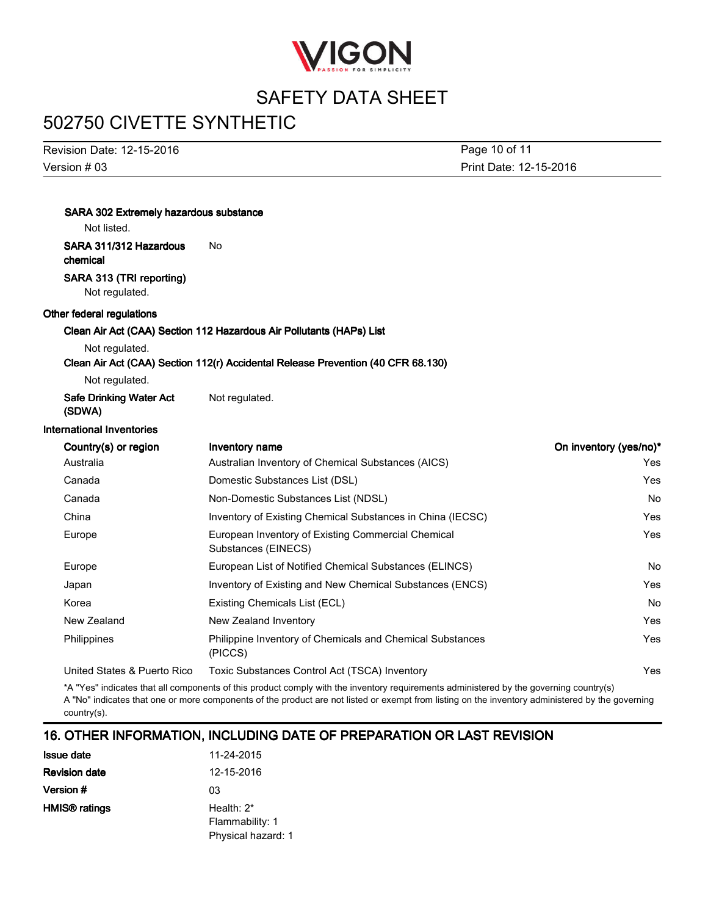**SARA 302 Extremely hazardous substance**

Not listed.

**SARA 311/312 Hazardous chemical** No

**SARA 313 (TRI reporting)**

Not regulated.

**Other federal regulations**

**Clean Air Act (CAA) Section 112 Hazardous Air Pollutants (HAPs) List**

Not regulated.

**Clean Air Act (CAA) Section 112(r) Accidental Release Prevention (40 CFR 68.130)**

Not regulated.

**Safe Drinking Water Act (SDWA)** Not regulated.

**International Inventories**

| Country(s) or region | Inventory name | On inventory (yes/no)* |
|---|---|---|
| Australia | Australian Inventory of Chemical Substances (AICS) | Yes |
| Canada | Domestic Substances List (DSL) | Yes |
| Canada | Non-Domestic Substances List (NDSL) | No |
| China | Inventory of Existing Chemical Substances in China (IECSC) | Yes |
| Europe | European Inventory of Existing Commercial Chemical Substances (EINECS) | Yes |
| Europe | European List of Notified Chemical Substances (ELINCS) | No |
| Japan | Inventory of Existing and New Chemical Substances (ENCS) | Yes |
| Korea | Existing Chemicals List (ECL) | No |
| New Zealand | New Zealand Inventory | Yes |
| Philippines | Philippine Inventory of Chemicals and Chemical Substances (PICCS) | Yes |
| United States & Puerto Rico | Toxic Substances Control Act (TSCA) Inventory | Yes |

*A "Yes" indicates that all components of this product comply with the inventory requirements administered by the governing country(s)
A "No" indicates that one or more components of the product are not listed or exempt from listing on the inventory administered by the governing country(s).

## 16. OTHER INFORMATION, INCLUDING DATE OF PREPARATION OR LAST REVISION

**Issue date** 11-24-2015

**Revision date** 12-15-2016

**Version #** 03

**HMIS® ratings** Health: 2*
Flammability: 1
Physical hazard: 1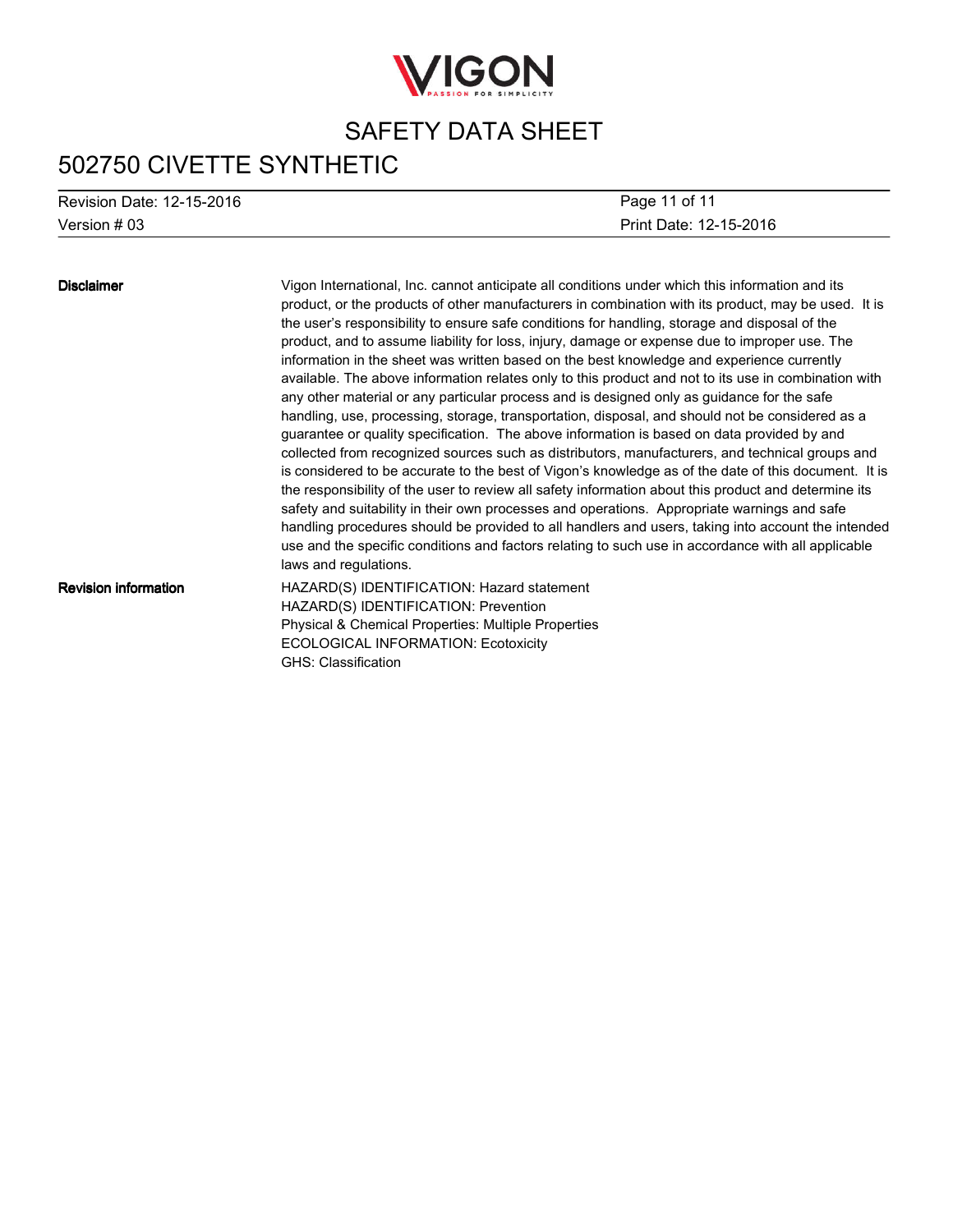**Disclaimer**

Vigon International, Inc. cannot anticipate all conditions under which this information and its product, or the products of other manufacturers in combination with its product, may be used. It is the user's responsibility to ensure safe conditions for handling, storage and disposal of the product, and to assume liability for loss, injury, damage or expense due to improper use. The information in the sheet was written based on the best knowledge and experience currently available. The above information relates only to this product and not to its use in combination with any other material or any particular process and is designed only as guidance for the safe handling, use, processing, storage, transportation, disposal, and should not be considered as a guarantee or quality specification. The above information is based on data provided by and collected from recognized sources such as distributors, manufacturers, and technical groups and is considered to be accurate to the best of Vigon's knowledge as of the date of this document. It is the responsibility of the user to review all safety information about this product and determine its safety and suitability in their own processes and operations. Appropriate warnings and safe handling procedures should be provided to all handlers and users, taking into account the intended use and the specific conditions and factors relating to such use in accordance with all applicable laws and regulations.

**Revision information**

HAZARD(S) IDENTIFICATION: Hazard statement
HAZARD(S) IDENTIFICATION: Prevention
Physical & Chemical Properties: Multiple Properties
ECOLOGICAL INFORMATION: Ecotoxicity
GHS: Classification